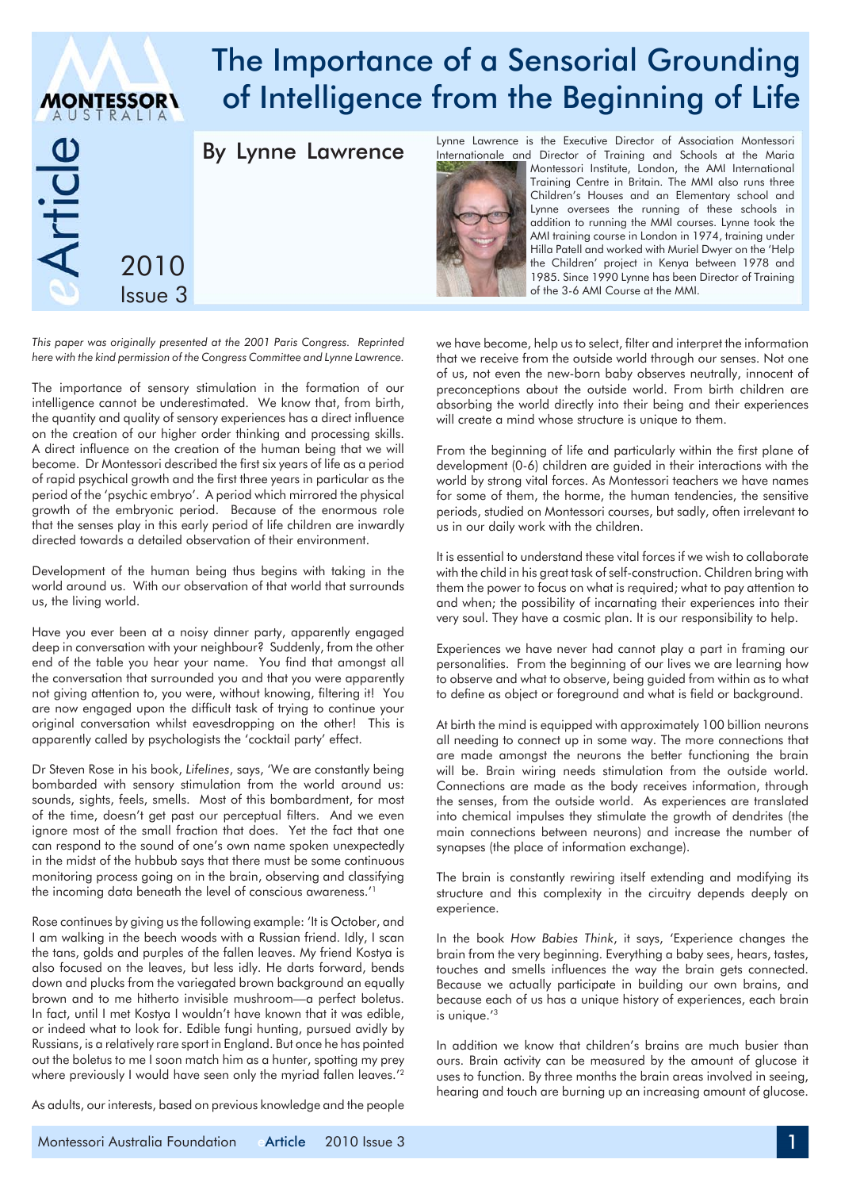# The Importance of a Sensorial Grounding of Intelligence from the Beginning of Life

## By Lynne Lawrence

Lynne Lawrence is the Executive Director of Association Montessori Internationale and Director of Training and Schools at the Maria Montessori Institute, London, the AMI International Training Centre in Britain. The MMI also runs three Children's Houses and an Elementary school and Lynne oversees the running of these schools in addition to running the MMI courses. Lynne took the AMI training course in London in 1974, training under Hilla Patell and worked with Muriel Dwyer on the 'Help the Children' project in Kenya between 1978 and 1985. Since 1990 Lynne has been Director of Training of the 3-6 AMI Course at the MMI.

*This paper was originally presented at the 2001 Paris Congress. Reprinted here with the kind permission of the Congress Committee and Lynne Lawrence.*

The importance of sensory stimulation in the formation of our intelligence cannot be underestimated. We know that, from birth, the quantity and quality of sensory experiences has a direct influence on the creation of our higher order thinking and processing skills. A direct influence on the creation of the human being that we will become. Dr Montessori described the first six years of life as a period of rapid psychical growth and the first three years in particular as the period of the 'psychic embryo'. A period which mirrored the physical growth of the embryonic period. Because of the enormous role that the senses play in this early period of life children are inwardly directed towards a detailed observation of their environment.

Development of the human being thus begins with taking in the world around us. With our observation of that world that surrounds us, the living world.

Have you ever been at a noisy dinner party, apparently engaged deep in conversation with your neighbour? Suddenly, from the other end of the table you hear your name. You find that amongst all the conversation that surrounded you and that you were apparently not giving attention to, you were, without knowing, filtering it! You are now engaged upon the difficult task of trying to continue your original conversation whilst eavesdropping on the other! This is apparently called by psychologists the 'cocktail party' effect.

Dr Steven Rose in his book, *Lifelines*, says, 'We are constantly being bombarded with sensory stimulation from the world around us: sounds, sights, feels, smells. Most of this bombardment, for most of the time, doesn't get past our perceptual filters. And we even ignore most of the small fraction that does. Yet the fact that one can respond to the sound of one's own name spoken unexpectedly in the midst of the hubbub says that there must be some continuous monitoring process going on in the brain, observing and classifying the incoming data beneath the level of conscious awareness.'[1]

Rose continues by giving us the following example: 'It is October, and I am walking in the beech woods with a Russian friend. Idly, I scan the tans, golds and purples of the fallen leaves. My friend Kostya is also focused on the leaves, but less idly. He darts forward, bends down and plucks from the variegated brown background an equally brown and to me hitherto invisible mushroom—a perfect boletus. In fact, until I met Kostya I wouldn't have known that it was edible, or indeed what to look for. Edible fungi hunting, pursued avidly by Russians, is a relatively rare sport in England. But once he has pointed out the boletus to me I soon match him as a hunter, spotting my prey where previously I would have seen only the myriad fallen leaves.'[2]

As adults, our interests, based on previous knowledge and the people we have become, help us to select, filter and interpret the information that we receive from the outside world through our senses. Not one of us, not even the new-born baby observes neutrally, innocent of preconceptions about the outside world. From birth children are absorbing the world directly into their being and their experiences will create a mind whose structure is unique to them.

From the beginning of life and particularly within the first plane of development (0-6) children are guided in their interactions with the world by strong vital forces. As Montessori teachers we have names for some of them, the horme, the human tendencies, the sensitive periods, studied on Montessori courses, but sadly, often irrelevant to us in our daily work with the children.

It is essential to understand these vital forces if we wish to collaborate with the child in his great task of self-construction. Children bring with them the power to focus on what is required; what to pay attention to and when; the possibility of incarnating their experiences into their very soul. They have a cosmic plan. It is our responsibility to help.

Experiences we have never had cannot play a part in framing our personalities. From the beginning of our lives we are learning how to observe and what to observe, being guided from within as to what to define as object or foreground and what is field or background.

At birth the mind is equipped with approximately 100 billion neurons all needing to connect up in some way. The more connections that are made amongst the neurons the better functioning the brain will be. Brain wiring needs stimulation from the outside world. Connections are made as the body receives information, through the senses, from the outside world. As experiences are translated into chemical impulses they stimulate the growth of dendrites (the main connections between neurons) and increase the number of synapses (the place of information exchange).

The brain is constantly rewiring itself extending and modifying its structure and this complexity in the circuitry depends deeply on experience.

In the book *How Babies Think*, it says, 'Experience changes the brain from the very beginning. Everything a baby sees, hears, tastes, touches and smells influences the way the brain gets connected. Because we actually participate in building our own brains, and because each of us has a unique history of experiences, each brain is unique.'[3]

In addition we know that children's brains are much busier than ours. Brain activity can be measured by the amount of glucose it uses to function. By three months the brain areas involved in seeing, hearing and touch are burning up an increasing amount of glucose.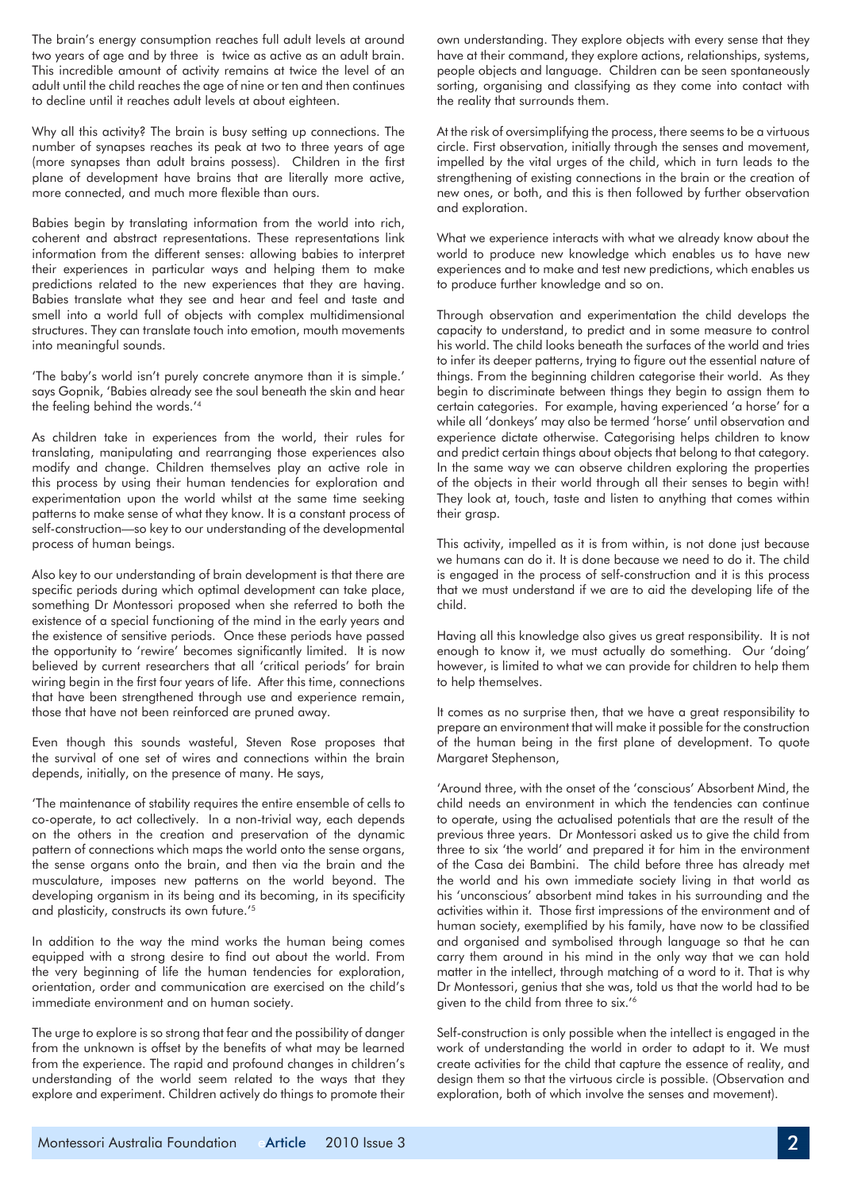The brain's energy consumption reaches full adult levels at around two years of age and by three is twice as active as an adult brain. This incredible amount of activity remains at twice the level of an adult until the child reaches the age of nine or ten and then continues to decline until it reaches adult levels at about eighteen.

Why all this activity? The brain is busy setting up connections. The number of synapses reaches its peak at two to three years of age (more synapses than adult brains possess). Children in the first plane of development have brains that are literally more active, more connected, and much more flexible than ours.

Babies begin by translating information from the world into rich, coherent and abstract representations. These representations link information from the different senses: allowing babies to interpret their experiences in particular ways and helping them to make predictions related to the new experiences that they are having. Babies translate what they see and hear and feel and taste and smell into a world full of objects with complex multidimensional structures. They can translate touch into emotion, mouth movements into meaningful sounds.

'The baby's world isn't purely concrete anymore than it is simple.' says Gopnik, 'Babies already see the soul beneath the skin and hear the feeling behind the words.'[4]

As children take in experiences from the world, their rules for translating, manipulating and rearranging those experiences also modify and change. Children themselves play an active role in this process by using their human tendencies for exploration and experimentation upon the world whilst at the same time seeking patterns to make sense of what they know. It is a constant process of self-construction—so key to our understanding of the developmental process of human beings.

Also key to our understanding of brain development is that there are specific periods during which optimal development can take place, something Dr Montessori proposed when she referred to both the existence of a special functioning of the mind in the early years and the existence of sensitive periods. Once these periods have passed the opportunity to 'rewire' becomes significantly limited. It is now believed by current researchers that all 'critical periods' for brain wiring begin in the first four years of life. After this time, connections that have been strengthened through use and experience remain, those that have not been reinforced are pruned away.

Even though this sounds wasteful, Steven Rose proposes that the survival of one set of wires and connections within the brain depends, initially, on the presence of many. He says,

'The maintenance of stability requires the entire ensemble of cells to co-operate, to act collectively. In a non-trivial way, each depends on the others in the creation and preservation of the dynamic pattern of connections which maps the world onto the sense organs, the sense organs onto the brain, and then via the brain and the musculature, imposes new patterns on the world beyond. The developing organism in its being and its becoming, in its specificity and plasticity, constructs its own future.'[5]

In addition to the way the mind works the human being comes equipped with a strong desire to find out about the world. From the very beginning of life the human tendencies for exploration, orientation, order and communication are exercised on the child's immediate environment and on human society.

The urge to explore is so strong that fear and the possibility of danger from the unknown is offset by the benefits of what may be learned from the experience. The rapid and profound changes in children's understanding of the world seem related to the ways that they explore and experiment. Children actively do things to promote their own understanding. They explore objects with every sense that they have at their command, they explore actions, relationships, systems, people objects and language. Children can be seen spontaneously sorting, organising and classifying as they come into contact with the reality that surrounds them.

At the risk of oversimplifying the process, there seems to be a virtuous circle. First observation, initially through the senses and movement, impelled by the vital urges of the child, which in turn leads to the strengthening of existing connections in the brain or the creation of new ones, or both, and this is then followed by further observation and exploration.

What we experience interacts with what we already know about the world to produce new knowledge which enables us to have new experiences and to make and test new predictions, which enables us to produce further knowledge and so on.

Through observation and experimentation the child develops the capacity to understand, to predict and in some measure to control his world. The child looks beneath the surfaces of the world and tries to infer its deeper patterns, trying to figure out the essential nature of things. From the beginning children categorise their world. As they begin to discriminate between things they begin to assign them to certain categories. For example, having experienced 'a horse' for a while all 'donkeys' may also be termed 'horse' until observation and experience dictate otherwise. Categorising helps children to know and predict certain things about objects that belong to that category. In the same way we can observe children exploring the properties of the objects in their world through all their senses to begin with! They look at, touch, taste and listen to anything that comes within their grasp.

This activity, impelled as it is from within, is not done just because we humans can do it. It is done because we need to do it. The child is engaged in the process of self-construction and it is this process that we must understand if we are to aid the developing life of the child.

Having all this knowledge also gives us great responsibility. It is not enough to know it, we must actually do something. Our 'doing' however, is limited to what we can provide for children to help them to help themselves.

It comes as no surprise then, that we have a great responsibility to prepare an environment that will make it possible for the construction of the human being in the first plane of development. To quote Margaret Stephenson,

'Around three, with the onset of the 'conscious' Absorbent Mind, the child needs an environment in which the tendencies can continue to operate, using the actualised potentials that are the result of the previous three years. Dr Montessori asked us to give the child from three to six 'the world' and prepared it for him in the environment of the Casa dei Bambini. The child before three has already met the world and his own immediate society living in that world as his 'unconscious' absorbent mind takes in his surrounding and the activities within it. Those first impressions of the environment and of human society, exemplified by his family, have now to be classified and organised and symbolised through language so that he can carry them around in his mind in the only way that we can hold matter in the intellect, through matching of a word to it. That is why Dr Montessori, genius that she was, told us that the world had to be given to the child from three to six.'[6]

Self-construction is only possible when the intellect is engaged in the work of understanding the world in order to adapt to it. We must create activities for the child that capture the essence of reality, and design them so that the virtuous circle is possible. (Observation and exploration, both of which involve the senses and movement).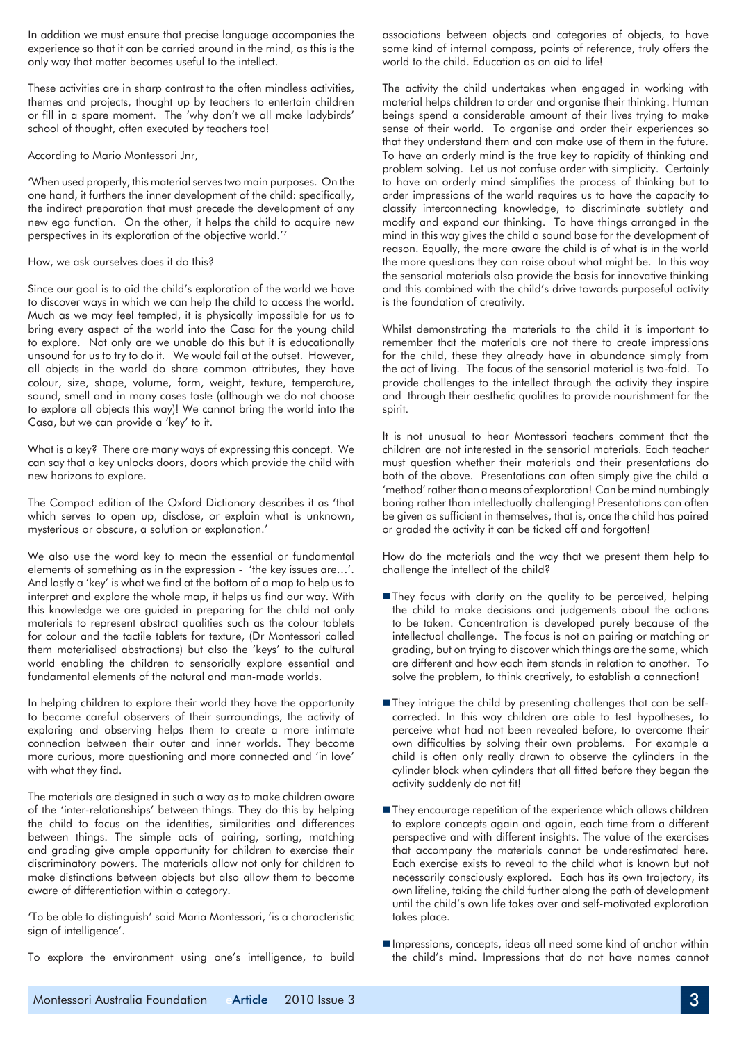In addition we must ensure that precise language accompanies the experience so that it can be carried around in the mind, as this is the only way that matter becomes useful to the intellect.

These activities are in sharp contrast to the often mindless activities, themes and projects, thought up by teachers to entertain children or fill in a spare moment. The 'why don't we all make ladybirds' school of thought, often executed by teachers too!

According to Mario Montessori Jnr,

'When used properly, this material serves two main purposes. On the one hand, it furthers the inner development of the child: specifically, the indirect preparation that must precede the development of any new ego function. On the other, it helps the child to acquire new perspectives in its exploration of the objective world.'[7]

How, we ask ourselves does it do this?

Since our goal is to aid the child's exploration of the world we have to discover ways in which we can help the child to access the world. Much as we may feel tempted, it is physically impossible for us to bring every aspect of the world into the Casa for the young child to explore. Not only are we unable do this but it is educationally unsound for us to try to do it. We would fail at the outset. However, all objects in the world do share common attributes, they have colour, size, shape, volume, form, weight, texture, temperature, sound, smell and in many cases taste (although we do not choose to explore all objects this way)! We cannot bring the world into the Casa, but we can provide a 'key' to it.

What is a key? There are many ways of expressing this concept. We can say that a key unlocks doors, doors which provide the child with new horizons to explore.

The Compact edition of the Oxford Dictionary describes it as 'that which serves to open up, disclose, or explain what is unknown, mysterious or obscure, a solution or explanation.'

We also use the word key to mean the essential or fundamental elements of something as in the expression - 'the key issues are…'. And lastly a 'key' is what we find at the bottom of a map to help us to interpret and explore the whole map, it helps us find our way. With this knowledge we are guided in preparing for the child not only materials to represent abstract qualities such as the colour tablets for colour and the tactile tablets for texture, (Dr Montessori called them materialised abstractions) but also the 'keys' to the cultural world enabling the children to sensorially explore essential and fundamental elements of the natural and man-made worlds.

In helping children to explore their world they have the opportunity to become careful observers of their surroundings, the activity of exploring and observing helps them to create a more intimate connection between their outer and inner worlds. They become more curious, more questioning and more connected and 'in love' with what they find.

The materials are designed in such a way as to make children aware of the 'inter-relationships' between things. They do this by helping the child to focus on the identities, similarities and differences between things. The simple acts of pairing, sorting, matching and grading give ample opportunity for children to exercise their discriminatory powers. The materials allow not only for children to make distinctions between objects but also allow them to become aware of differentiation within a category.

'To be able to distinguish' said Maria Montessori, 'is a characteristic sign of intelligence'.

To explore the environment using one's intelligence, to build associations between objects and categories of objects, to have some kind of internal compass, points of reference, truly offers the world to the child. Education as an aid to life!

The activity the child undertakes when engaged in working with material helps children to order and organise their thinking. Human beings spend a considerable amount of their lives trying to make sense of their world. To organise and order their experiences so that they understand them and can make use of them in the future. To have an orderly mind is the true key to rapidity of thinking and problem solving. Let us not confuse order with simplicity. Certainly to have an orderly mind simplifies the process of thinking but to order impressions of the world requires us to have the capacity to classify interconnecting knowledge, to discriminate subtlety and modify and expand our thinking. To have things arranged in the mind in this way gives the child a sound base for the development of reason. Equally, the more aware the child is of what is in the world the more questions they can raise about what might be. In this way the sensorial materials also provide the basis for innovative thinking and this combined with the child's drive towards purposeful activity is the foundation of creativity.

Whilst demonstrating the materials to the child it is important to remember that the materials are not there to create impressions for the child, these they already have in abundance simply from the act of living. The focus of the sensorial material is two-fold. To provide challenges to the intellect through the activity they inspire and through their aesthetic qualities to provide nourishment for the spirit.

It is not unusual to hear Montessori teachers comment that the children are not interested in the sensorial materials. Each teacher must question whether their materials and their presentations do both of the above. Presentations can often simply give the child a 'method' rather than a means of exploration! Can be mind numbingly boring rather than intellectually challenging! Presentations can often be given as sufficient in themselves, that is, once the child has paired or graded the activity it can be ticked off and forgotten!

How do the materials and the way that we present them help to challenge the intellect of the child?

- They focus with clarity on the quality to be perceived, helping the child to make decisions and judgements about the actions to be taken. Concentration is developed purely because of the intellectual challenge. The focus is not on pairing or matching or grading, but on trying to discover which things are the same, which are different and how each item stands in relation to another. To solve the problem, to think creatively, to establish a connection!

- They intrigue the child by presenting challenges that can be self-corrected. In this way children are able to test hypotheses, to perceive what had not been revealed before, to overcome their own difficulties by solving their own problems. For example a child is often only really drawn to observe the cylinders in the cylinder block when cylinders that all fitted before they began the activity suddenly do not fit!

- They encourage repetition of the experience which allows children to explore concepts again and again, each time from a different perspective and with different insights. The value of the exercises that accompany the materials cannot be underestimated here. Each exercise exists to reveal to the child what is known but not necessarily consciously explored. Each has its own trajectory, its own lifeline, taking the child further along the path of development until the child's own life takes over and self-motivated exploration takes place.

- Impressions, concepts, ideas all need some kind of anchor within the child's mind. Impressions that do not have names cannot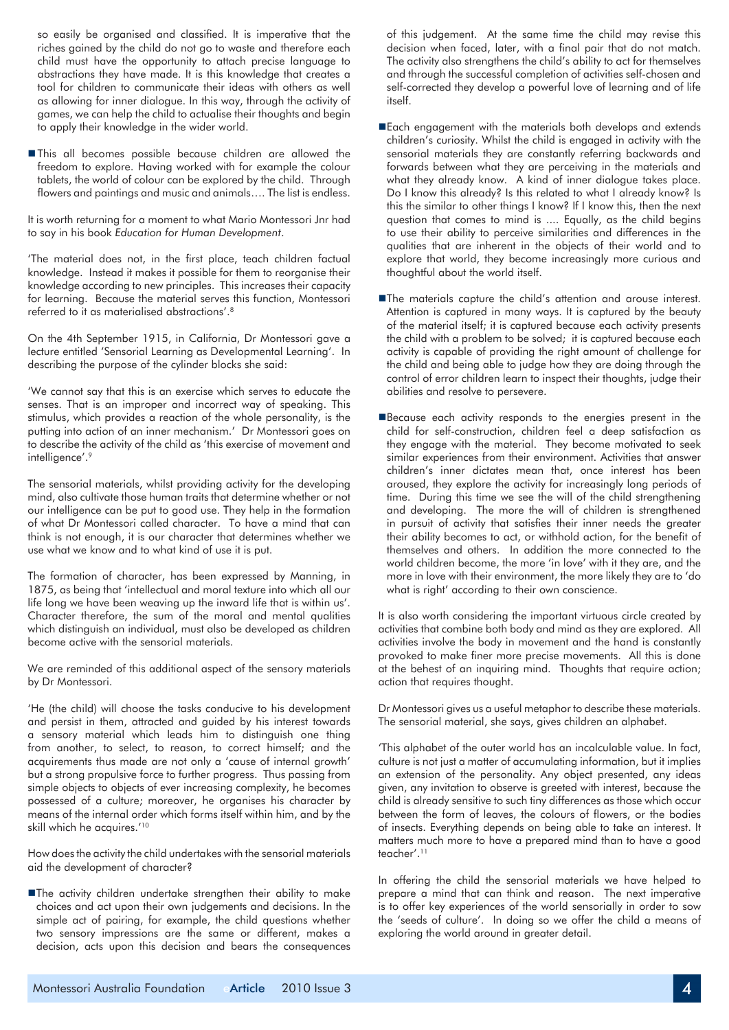so easily be organised and classified. It is imperative that the riches gained by the child do not go to waste and therefore each child must have the opportunity to attach precise language to abstractions they have made. It is this knowledge that creates a tool for children to communicate their ideas with others as well as allowing for inner dialogue. In this way, through the activity of games, we can help the child to actualise their thoughts and begin to apply their knowledge in the wider world.

- This all becomes possible because children are allowed the freedom to explore. Having worked with for example the colour tablets, the world of colour can be explored by the child. Through flowers and paintings and music and animals…. The list is endless.

It is worth returning for a moment to what Mario Montessori Jnr had to say in his book *Education for Human Development*.

'The material does not, in the first place, teach children factual knowledge. Instead it makes it possible for them to reorganise their knowledge according to new principles. This increases their capacity for learning. Because the material serves this function, Montessori referred to it as materialised abstractions'.[8]

On the 4th September 1915, in California, Dr Montessori gave a lecture entitled 'Sensorial Learning as Developmental Learning'. In describing the purpose of the cylinder blocks she said:

'We cannot say that this is an exercise which serves to educate the senses. That is an improper and incorrect way of speaking. This stimulus, which provides a reaction of the whole personality, is the putting into action of an inner mechanism.' Dr Montessori goes on to describe the activity of the child as 'this exercise of movement and intelligence'.[9]

The sensorial materials, whilst providing activity for the developing mind, also cultivate those human traits that determine whether or not our intelligence can be put to good use. They help in the formation of what Dr Montessori called character. To have a mind that can think is not enough, it is our character that determines whether we use what we know and to what kind of use it is put.

The formation of character, has been expressed by Manning, in 1875, as being that 'intellectual and moral texture into which all our life long we have been weaving up the inward life that is within us'. Character therefore, the sum of the moral and mental qualities which distinguish an individual, must also be developed as children become active with the sensorial materials.

We are reminded of this additional aspect of the sensory materials by Dr Montessori.

'He (the child) will choose the tasks conducive to his development and persist in them, attracted and guided by his interest towards a sensory material which leads him to distinguish one thing from another, to select, to reason, to correct himself; and the acquirements thus made are not only a 'cause of internal growth' but a strong propulsive force to further progress. Thus passing from simple objects to objects of ever increasing complexity, he becomes possessed of a culture; moreover, he organises his character by means of the internal order which forms itself within him, and by the skill which he acquires.'[10]

How does the activity the child undertakes with the sensorial materials aid the development of character?

- The activity children undertake strengthen their ability to make choices and act upon their own judgements and decisions. In the simple act of pairing, for example, the child questions whether two sensory impressions are the same or different, makes a decision, acts upon this decision and bears the consequences of this judgement. At the same time the child may revise this decision when faced, later, with a final pair that do not match. The activity also strengthens the child's ability to act for themselves and through the successful completion of activities self-chosen and self-corrected they develop a powerful love of learning and of life itself.

- Each engagement with the materials both develops and extends children's curiosity. Whilst the child is engaged in activity with the sensorial materials they are constantly referring backwards and forwards between what they are perceiving in the materials and what they already know. A kind of inner dialogue takes place. Do I know this already? Is this related to what I already know? Is this the similar to other things I know? If I know this, then the next question that comes to mind is .... Equally, as the child begins to use their ability to perceive similarities and differences in the qualities that are inherent in the objects of their world and to explore that world, they become increasingly more curious and thoughtful about the world itself.

- The materials capture the child's attention and arouse interest. Attention is captured in many ways. It is captured by the beauty of the material itself; it is captured because each activity presents the child with a problem to be solved; it is captured because each activity is capable of providing the right amount of challenge for the child and being able to judge how they are doing through the control of error children learn to inspect their thoughts, judge their abilities and resolve to persevere.

- Because each activity responds to the energies present in the child for self-construction, children feel a deep satisfaction as they engage with the material. They become motivated to seek similar experiences from their environment. Activities that answer children's inner dictates mean that, once interest has been aroused, they explore the activity for increasingly long periods of time. During this time we see the will of the child strengthening and developing. The more the will of children is strengthened in pursuit of activity that satisfies their inner needs the greater their ability becomes to act, or withhold action, for the benefit of themselves and others. In addition the more connected to the world children become, the more 'in love' with it they are, and the more in love with their environment, the more likely they are to 'do what is right' according to their own conscience.

It is also worth considering the important virtuous circle created by activities that combine both body and mind as they are explored. All activities involve the body in movement and the hand is constantly provoked to make finer more precise movements. All this is done at the behest of an inquiring mind. Thoughts that require action; action that requires thought.

Dr Montessori gives us a useful metaphor to describe these materials. The sensorial material, she says, gives children an alphabet.

'This alphabet of the outer world has an incalculable value. In fact, culture is not just a matter of accumulating information, but it implies an extension of the personality. Any object presented, any ideas given, any invitation to observe is greeted with interest, because the child is already sensitive to such tiny differences as those which occur between the form of leaves, the colours of flowers, or the bodies of insects. Everything depends on being able to take an interest. It matters much more to have a prepared mind than to have a good teacher'.[11]

In offering the child the sensorial materials we have helped to prepare a mind that can think and reason. The next imperative is to offer key experiences of the world sensorially in order to sow the 'seeds of culture'. In doing so we offer the child a means of exploring the world around in greater detail.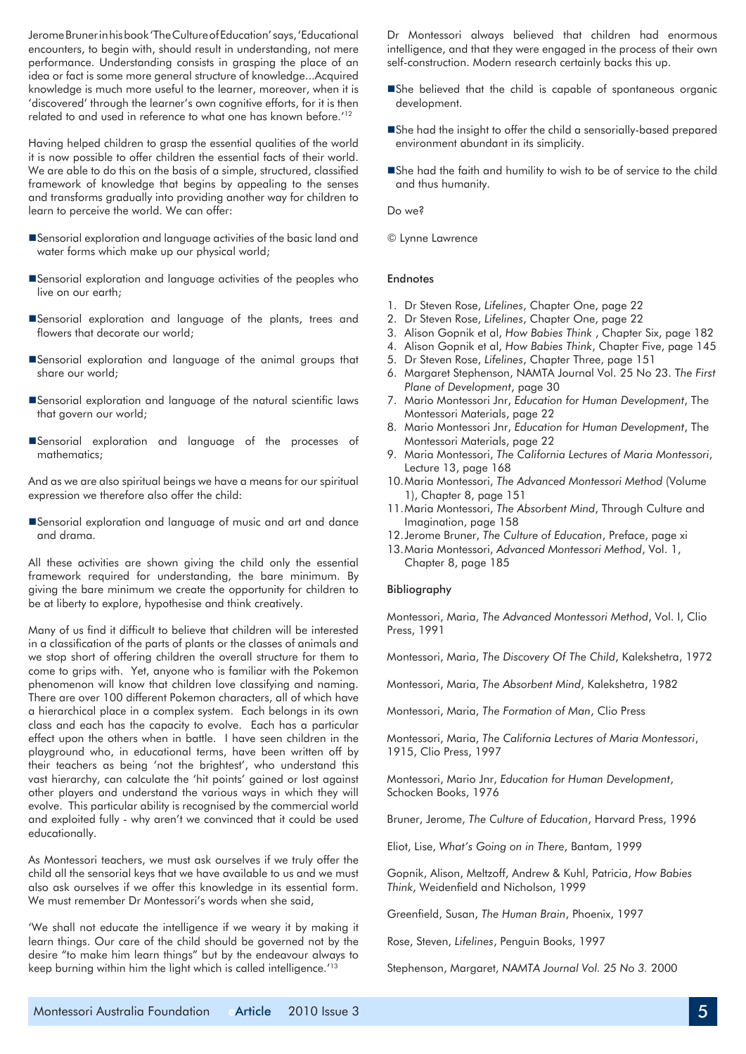Jerome Bruner in his book 'The Culture of Education' says, 'Educational encounters, to begin with, should result in understanding, not mere performance. Understanding consists in grasping the place of an idea or fact is some more general structure of knowledge...Acquired knowledge is much more useful to the learner, moreover, when it is 'discovered' through the learner's own cognitive efforts, for it is then related to and used in reference to what one has known before.'[12]

Having helped children to grasp the essential qualities of the world it is now possible to offer children the essential facts of their world. We are able to do this on the basis of a simple, structured, classified framework of knowledge that begins by appealing to the senses and transforms gradually into providing another way for children to learn to perceive the world. We can offer:

- Sensorial exploration and language activities of the basic land and water forms which make up our physical world;
- Sensorial exploration and language activities of the peoples who live on our earth;
- Sensorial exploration and language of the plants, trees and flowers that decorate our world;
- Sensorial exploration and language of the animal groups that share our world;
- Sensorial exploration and language of the natural scientific laws that govern our world;
- Sensorial exploration and language of the processes of mathematics;

And as we are also spiritual beings we have a means for our spiritual expression we therefore also offer the child:

- Sensorial exploration and language of music and art and dance and drama.

All these activities are shown giving the child only the essential framework required for understanding, the bare minimum. By giving the bare minimum we create the opportunity for children to be at liberty to explore, hypothesise and think creatively.

Many of us find it difficult to believe that children will be interested in a classification of the parts of plants or the classes of animals and we stop short of offering children the overall structure for them to come to grips with. Yet, anyone who is familiar with the Pokemon phenomenon will know that children love classifying and naming. There are over 100 different Pokemon characters, all of which have a hierarchical place in a complex system. Each belongs in its own class and each has the capacity to evolve. Each has a particular effect upon the others when in battle. I have seen children in the playground who, in educational terms, have been written off by their teachers as being 'not the brightest', who understand this vast hierarchy, can calculate the 'hit points' gained or lost against other players and understand the various ways in which they will evolve. This particular ability is recognised by the commercial world and exploited fully - why aren't we convinced that it could be used educationally.

As Montessori teachers, we must ask ourselves if we truly offer the child all the sensorial keys that we have available to us and we must also ask ourselves if we offer this knowledge in its essential form. We must remember Dr Montessori's words when she said,

'We shall not educate the intelligence if we weary it by making it learn things. Our care of the child should be governed not by the desire "to make him learn things" but by the endeavour always to keep burning within him the light which is called intelligence.'[13]

Dr Montessori always believed that children had enormous intelligence, and that they were engaged in the process of their own self-construction. Modern research certainly backs this up.

- She believed that the child is capable of spontaneous organic development.
- She had the insight to offer the child a sensorially-based prepared environment abundant in its simplicity.
- She had the faith and humility to wish to be of service to the child and thus humanity.

Do we?

© Lynne Lawrence

### Endnotes

1. Dr Steven Rose, *Lifelines*, Chapter One, page 22
2. Dr Steven Rose, *Lifelines*, Chapter One, page 22
3. Alison Gopnik et al, *How Babies Think* , Chapter Six, page 182
4. Alison Gopnik et al, *How Babies Think*, Chapter Five, page 145
5. Dr Steven Rose, *Lifelines*, Chapter Three, page 151
6. Margaret Stephenson, NAMTA Journal Vol. 25 No 23. *The First Plane of Development*, page 30
7. Mario Montessori Jnr, *Education for Human Development*, The Montessori Materials, page 22
8. Mario Montessori Jnr, *Education for Human Development*, The Montessori Materials, page 22
9. Maria Montessori, *The California Lectures of Maria Montessori*, Lecture 13, page 168
10. Maria Montessori, *The Advanced Montessori Method* (Volume 1), Chapter 8, page 151
11. Maria Montessori, *The Absorbent Mind*, Through Culture and Imagination, page 158
12. Jerome Bruner, *The Culture of Education*, Preface, page xi
13. Maria Montessori, *Advanced Montessori Method*, Vol. 1, Chapter 8, page 185

### Bibliography

Montessori, Maria, *The Advanced Montessori Method*, Vol. I, Clio Press, 1991

Montessori, Maria, *The Discovery Of The Child*, Kalekshetra, 1972

Montessori, Maria, *The Absorbent Mind*, Kalekshetra, 1982

Montessori, Maria, *The Formation of Man*, Clio Press

Montessori, Maria, *The California Lectures of Maria Montessori*, 1915, Clio Press, 1997

Montessori, Mario Jnr, *Education for Human Development*, Schocken Books, 1976

Bruner, Jerome, *The Culture of Education*, Harvard Press, 1996

Eliot, Lise, *What's Going on in There*, Bantam, 1999

Gopnik, Alison, Meltzoff, Andrew & Kuhl, Patricia, *How Babies Think*, Weidenfield and Nicholson, 1999

Greenfield, Susan, *The Human Brain*, Phoenix, 1997

Rose, Steven, *Lifelines*, Penguin Books, 1997

Stephenson, Margaret, *NAMTA Journal Vol. 25 No 3.* 2000